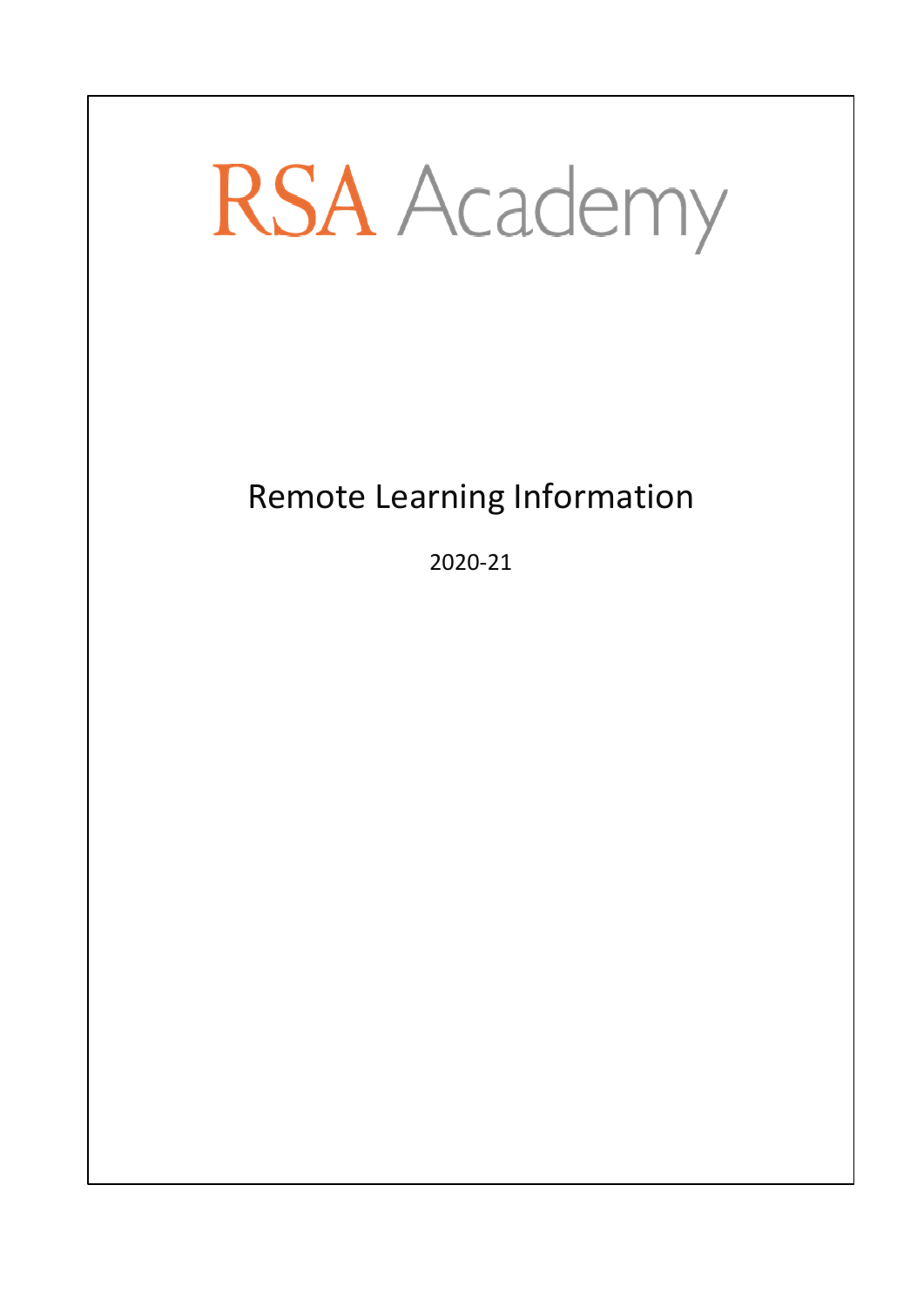# RSA Academy

## Remote Learning Information

2020-21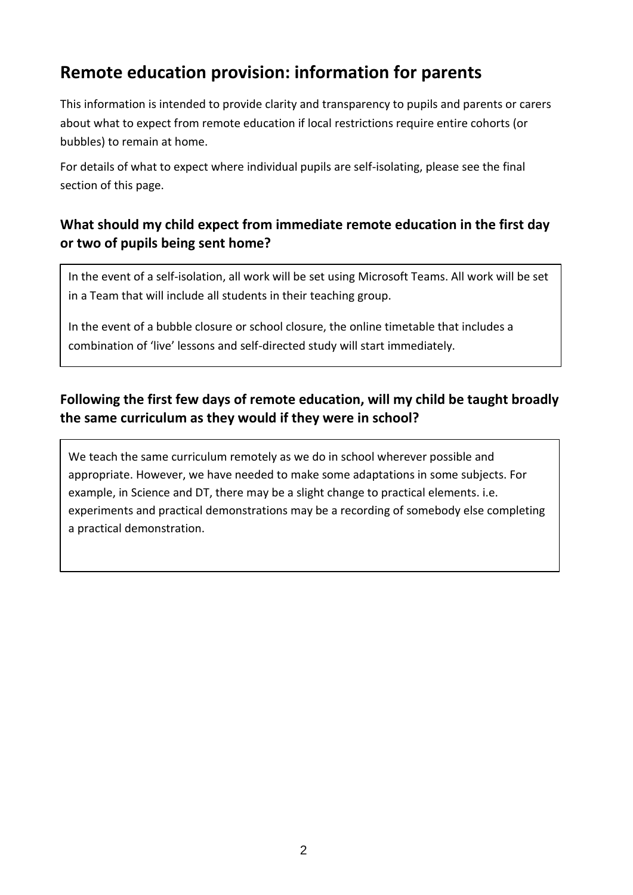## Remote education provision: information for parents

This information is intended to provide clarity and transparency to pupils and parents or carers about what to expect from remote education if local restrictions require entire cohorts (or bubbles) to remain at home.

For details of what to expect where individual pupils are self-isolating, please see the final section of this page.

### What should my child expect from immediate remote education in the first day or two of pupils being sent home?

In the event of a self-isolation, all work will be set using Microsoft Teams. All work will be set in a Team that will include all students in their teaching group.

In the event of a bubble closure or school closure, the online timetable that includes a combination of 'live' lessons and self-directed study will start immediately.

### Following the first few days of remote education, will my child be taught broadly the same curriculum as they would if they were in school?

We teach the same curriculum remotely as we do in school wherever possible and appropriate. However, we have needed to make some adaptations in some subjects. For example, in Science and DT, there may be a slight change to practical elements. i.e. experiments and practical demonstrations may be a recording of somebody else completing a practical demonstration.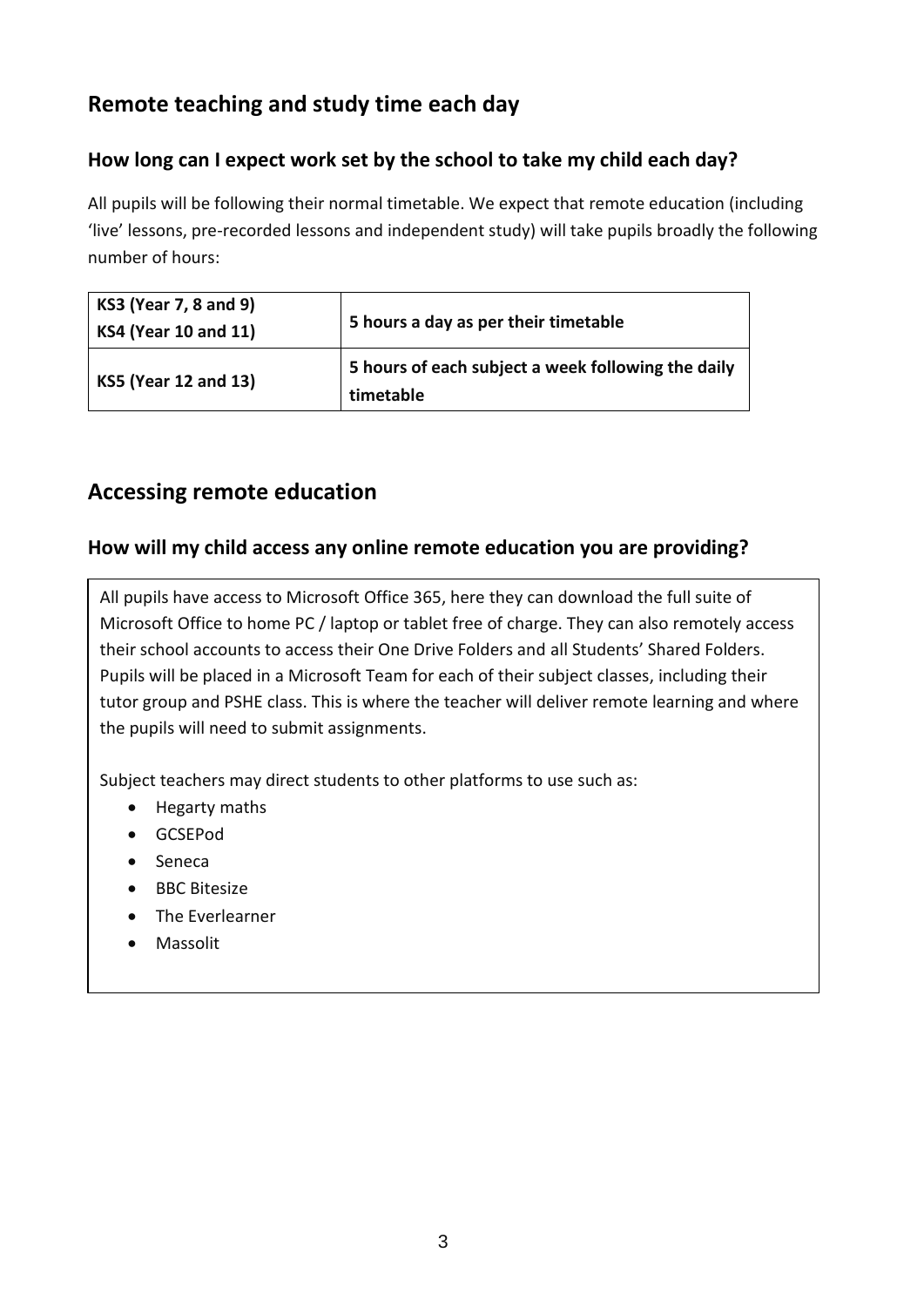## Remote teaching and study time each day

### How long can I expect work set by the school to take my child each day?

All pupils will be following their normal timetable. We expect that remote education (including 'live' lessons, pre-recorded lessons and independent study) will take pupils broadly the following number of hours:

| | |
|---|---|
| **KS3 (Year 7, 8 and 9)**<br>**KS4 (Year 10 and 11)** | **5 hours a day as per their timetable** |
| **KS5 (Year 12 and 13)** | **5 hours of each subject a week following the daily timetable** |

## Accessing remote education

### How will my child access any online remote education you are providing?

All pupils have access to Microsoft Office 365, here they can download the full suite of Microsoft Office to home PC / laptop or tablet free of charge. They can also remotely access their school accounts to access their One Drive Folders and all Students' Shared Folders. Pupils will be placed in a Microsoft Team for each of their subject classes, including their tutor group and PSHE class. This is where the teacher will deliver remote learning and where the pupils will need to submit assignments.

Subject teachers may direct students to other platforms to use such as:

- Hegarty maths
- GCSEPod
- Seneca
- BBC Bitesize
- The Everlearner
- Massolit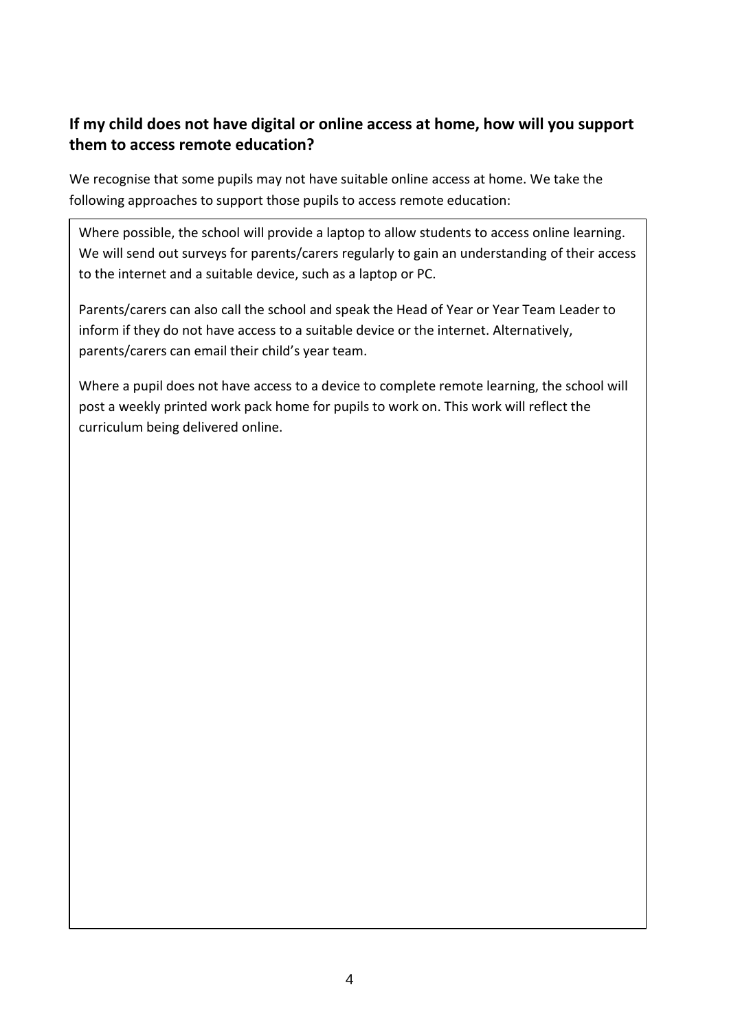## If my child does not have digital or online access at home, how will you support them to access remote education?

We recognise that some pupils may not have suitable online access at home. We take the following approaches to support those pupils to access remote education:

Where possible, the school will provide a laptop to allow students to access online learning. We will send out surveys for parents/carers regularly to gain an understanding of their access to the internet and a suitable device, such as a laptop or PC.

Parents/carers can also call the school and speak the Head of Year or Year Team Leader to inform if they do not have access to a suitable device or the internet. Alternatively, parents/carers can email their child's year team.

Where a pupil does not have access to a device to complete remote learning, the school will post a weekly printed work pack home for pupils to work on. This work will reflect the curriculum being delivered online.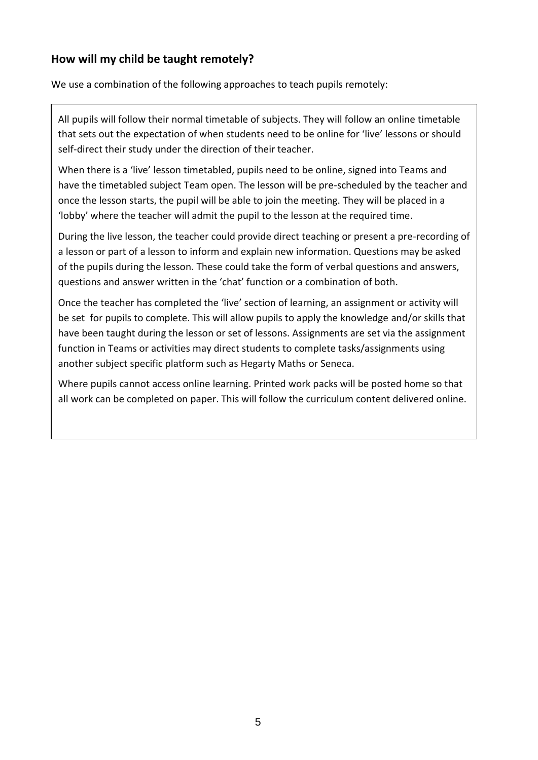## How will my child be taught remotely?

We use a combination of the following approaches to teach pupils remotely:

All pupils will follow their normal timetable of subjects. They will follow an online timetable that sets out the expectation of when students need to be online for 'live' lessons or should self-direct their study under the direction of their teacher.

When there is a 'live' lesson timetabled, pupils need to be online, signed into Teams and have the timetabled subject Team open. The lesson will be pre-scheduled by the teacher and once the lesson starts, the pupil will be able to join the meeting. They will be placed in a 'lobby' where the teacher will admit the pupil to the lesson at the required time.

During the live lesson, the teacher could provide direct teaching or present a pre-recording of a lesson or part of a lesson to inform and explain new information. Questions may be asked of the pupils during the lesson. These could take the form of verbal questions and answers, questions and answer written in the 'chat' function or a combination of both.

Once the teacher has completed the 'live' section of learning, an assignment or activity will be set for pupils to complete. This will allow pupils to apply the knowledge and/or skills that have been taught during the lesson or set of lessons. Assignments are set via the assignment function in Teams or activities may direct students to complete tasks/assignments using another subject specific platform such as Hegarty Maths or Seneca.

Where pupils cannot access online learning. Printed work packs will be posted home so that all work can be completed on paper. This will follow the curriculum content delivered online.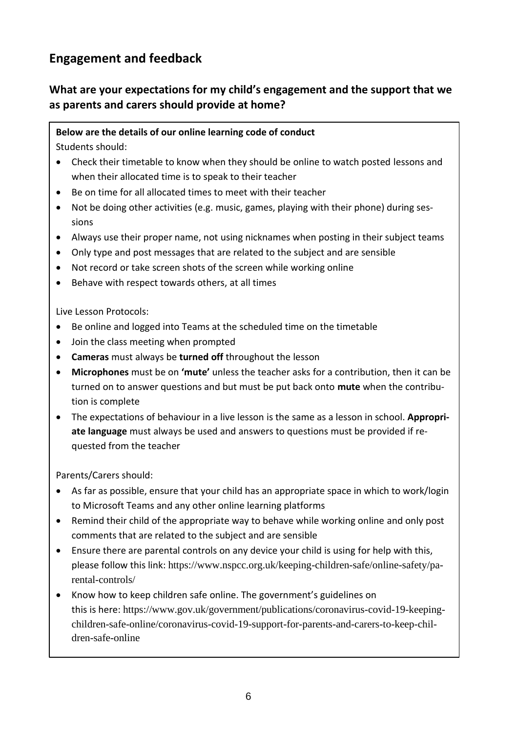## Engagement and feedback

### What are your expectations for my child's engagement and the support that we as parents and carers should provide at home?

**Below are the details of our online learning code of conduct**

Students should:

- Check their timetable to know when they should be online to watch posted lessons and when their allocated time is to speak to their teacher
- Be on time for all allocated times to meet with their teacher
- Not be doing other activities (e.g. music, games, playing with their phone) during sessions
- Always use their proper name, not using nicknames when posting in their subject teams
- Only type and post messages that are related to the subject and are sensible
- Not record or take screen shots of the screen while working online
- Behave with respect towards others, at all times

Live Lesson Protocols:

- Be online and logged into Teams at the scheduled time on the timetable
- Join the class meeting when prompted
- **Cameras** must always be **turned off** throughout the lesson
- **Microphones** must be on **'mute'** unless the teacher asks for a contribution, then it can be turned on to answer questions and but must be put back onto **mute** when the contribution is complete
- The expectations of behaviour in a live lesson is the same as a lesson in school. **Appropriate language** must always be used and answers to questions must be provided if requested from the teacher

Parents/Carers should:

- As far as possible, ensure that your child has an appropriate space in which to work/login to Microsoft Teams and any other online learning platforms
- Remind their child of the appropriate way to behave while working online and only post comments that are related to the subject and are sensible
- Ensure there are parental controls on any device your child is using for help with this, please follow this link: https://www.nspcc.org.uk/keeping-children-safe/online-safety/parental-controls/
- Know how to keep children safe online. The government's guidelines on this is here: https://www.gov.uk/government/publications/coronavirus-covid-19-keeping-children-safe-online/coronavirus-covid-19-support-for-parents-and-carers-to-keep-children-safe-online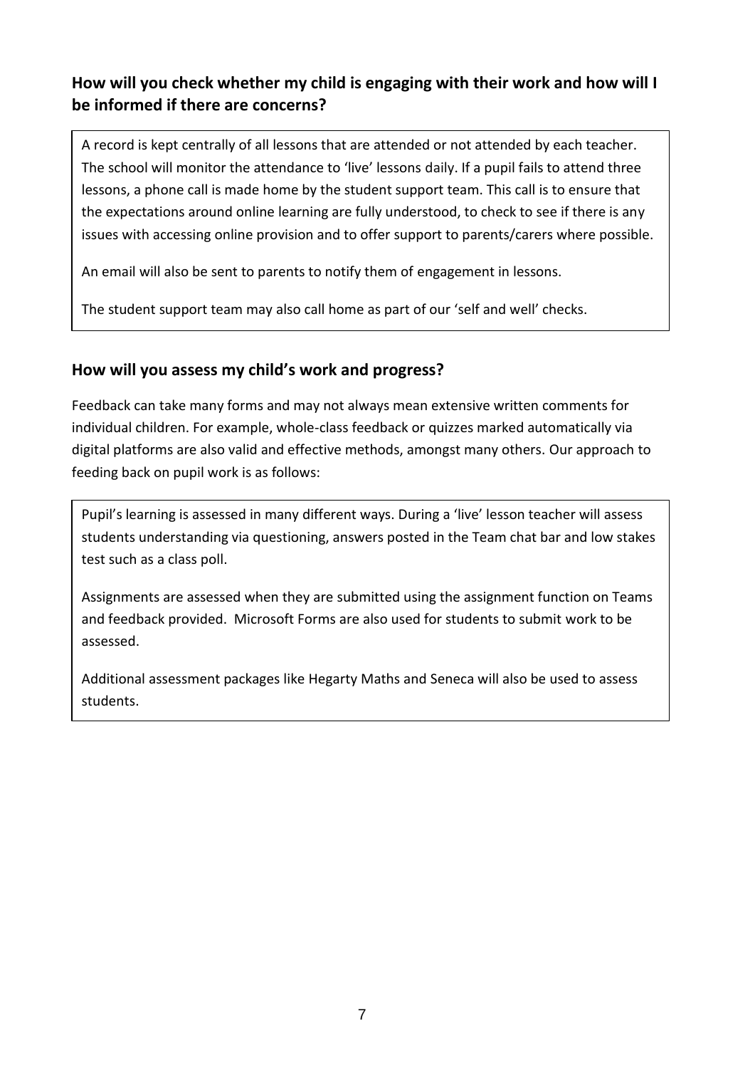## How will you check whether my child is engaging with their work and how will I be informed if there are concerns?

A record is kept centrally of all lessons that are attended or not attended by each teacher. The school will monitor the attendance to 'live' lessons daily. If a pupil fails to attend three lessons, a phone call is made home by the student support team. This call is to ensure that the expectations around online learning are fully understood, to check to see if there is any issues with accessing online provision and to offer support to parents/carers where possible.

An email will also be sent to parents to notify them of engagement in lessons.

The student support team may also call home as part of our 'self and well' checks.

## How will you assess my child's work and progress?

Feedback can take many forms and may not always mean extensive written comments for individual children. For example, whole-class feedback or quizzes marked automatically via digital platforms are also valid and effective methods, amongst many others. Our approach to feeding back on pupil work is as follows:

Pupil's learning is assessed in many different ways. During a 'live' lesson teacher will assess students understanding via questioning, answers posted in the Team chat bar and low stakes test such as a class poll.

Assignments are assessed when they are submitted using the assignment function on Teams and feedback provided. Microsoft Forms are also used for students to submit work to be assessed.

Additional assessment packages like Hegarty Maths and Seneca will also be used to assess students.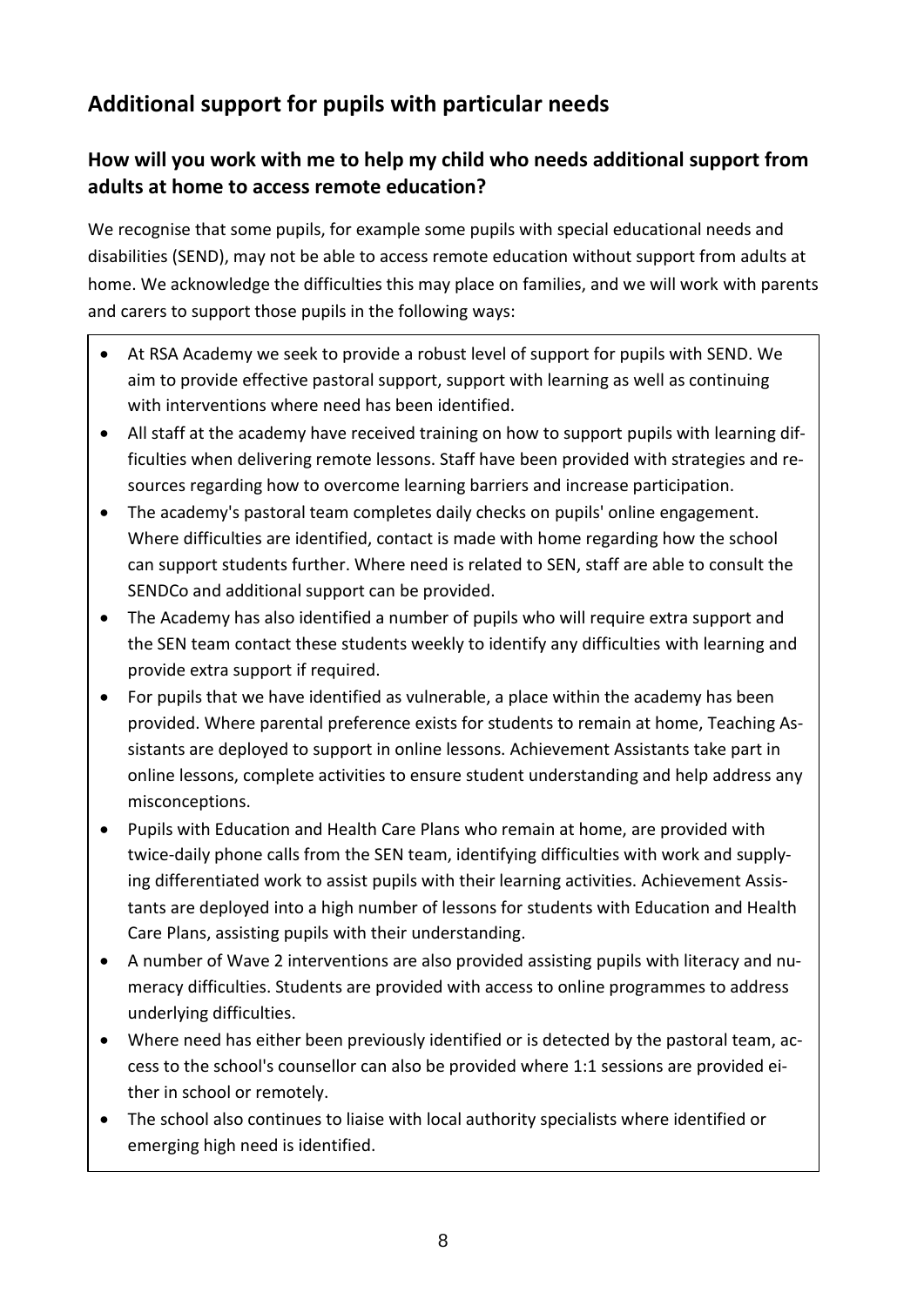## Additional support for pupils with particular needs

### How will you work with me to help my child who needs additional support from adults at home to access remote education?

We recognise that some pupils, for example some pupils with special educational needs and disabilities (SEND), may not be able to access remote education without support from adults at home. We acknowledge the difficulties this may place on families, and we will work with parents and carers to support those pupils in the following ways:

- At RSA Academy we seek to provide a robust level of support for pupils with SEND. We aim to provide effective pastoral support, support with learning as well as continuing with interventions where need has been identified.
- All staff at the academy have received training on how to support pupils with learning difficulties when delivering remote lessons. Staff have been provided with strategies and resources regarding how to overcome learning barriers and increase participation.
- The academy's pastoral team completes daily checks on pupils' online engagement. Where difficulties are identified, contact is made with home regarding how the school can support students further. Where need is related to SEN, staff are able to consult the SENDCo and additional support can be provided.
- The Academy has also identified a number of pupils who will require extra support and the SEN team contact these students weekly to identify any difficulties with learning and provide extra support if required.
- For pupils that we have identified as vulnerable, a place within the academy has been provided. Where parental preference exists for students to remain at home, Teaching Assistants are deployed to support in online lessons. Achievement Assistants take part in online lessons, complete activities to ensure student understanding and help address any misconceptions.
- Pupils with Education and Health Care Plans who remain at home, are provided with twice-daily phone calls from the SEN team, identifying difficulties with work and supplying differentiated work to assist pupils with their learning activities. Achievement Assistants are deployed into a high number of lessons for students with Education and Health Care Plans, assisting pupils with their understanding.
- A number of Wave 2 interventions are also provided assisting pupils with literacy and numeracy difficulties. Students are provided with access to online programmes to address underlying difficulties.
- Where need has either been previously identified or is detected by the pastoral team, access to the school's counsellor can also be provided where 1:1 sessions are provided either in school or remotely.
- The school also continues to liaise with local authority specialists where identified or emerging high need is identified.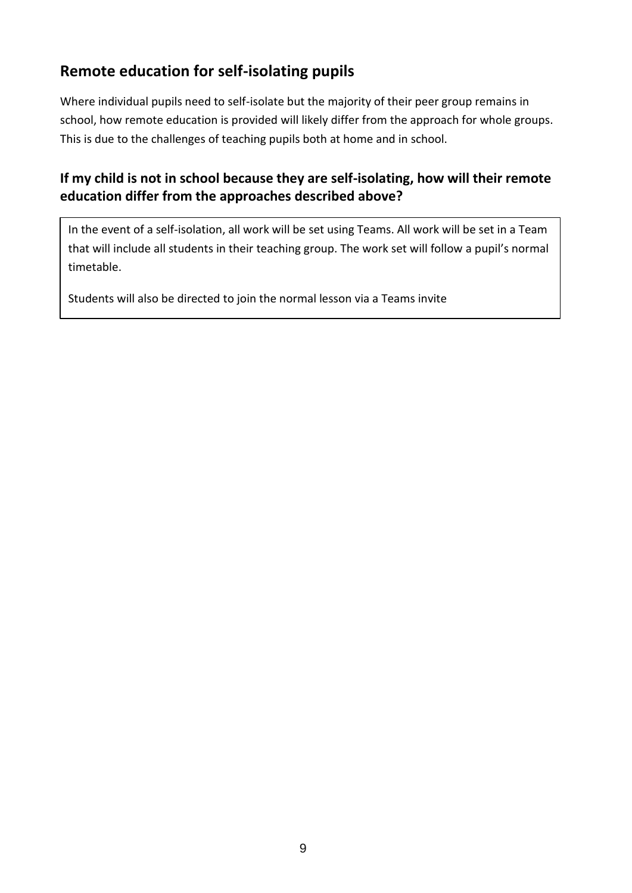## Remote education for self-isolating pupils

Where individual pupils need to self-isolate but the majority of their peer group remains in school, how remote education is provided will likely differ from the approach for whole groups. This is due to the challenges of teaching pupils both at home and in school.

### If my child is not in school because they are self-isolating, how will their remote education differ from the approaches described above?

In the event of a self-isolation, all work will be set using Teams. All work will be set in a Team that will include all students in their teaching group. The work set will follow a pupil's normal timetable.

Students will also be directed to join the normal lesson via a Teams invite